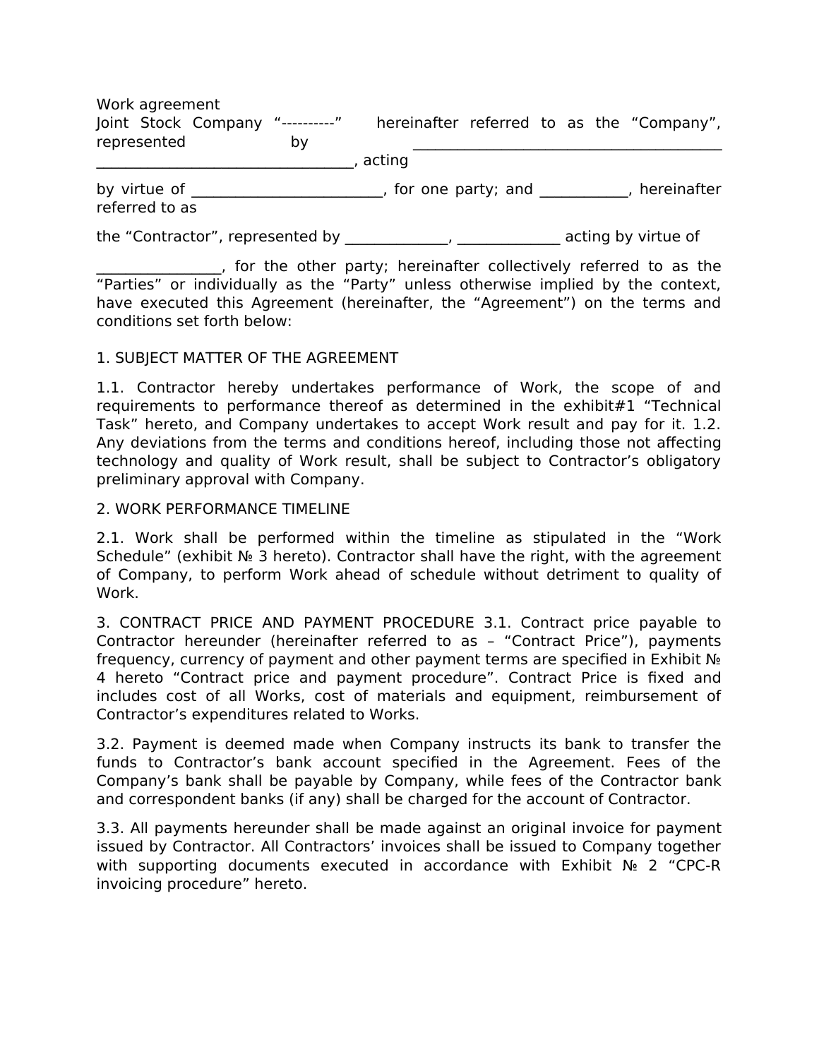Work agreement

Joint Stock Company “----------” hereinafter referred to as the “Company”, represented by ________________________________________ __________________________________, acting

by virtue of ________________________, for one party; and ___________, hereinafter referred to as

the “Contractor”, represented by _____________, _____________ acting by virtue of

________________, for the other party; hereinafter collectively referred to as the “Parties” or individually as the “Party” unless otherwise implied by the context, have executed this Agreement (hereinafter, the “Agreement”) on the terms and conditions set forth below:

1. SUBJECT MATTER OF THE AGREEMENT

1.1. Contractor hereby undertakes performance of Work, the scope of and requirements to performance thereof as determined in the exhibit#1 “Technical Task” hereto, and Company undertakes to accept Work result and pay for it. 1.2. Any deviations from the terms and conditions hereof, including those not affecting technology and quality of Work result, shall be subject to Contractor’s obligatory preliminary approval with Company.

2. WORK PERFORMANCE TIMELINE

2.1. Work shall be performed within the timeline as stipulated in the “Work Schedule” (exhibit № 3 hereto). Contractor shall have the right, with the agreement of Company, to perform Work ahead of schedule without detriment to quality of Work.

3. CONTRACT PRICE AND PAYMENT PROCEDURE 3.1. Contract price payable to Contractor hereunder (hereinafter referred to as – “Contract Price”), payments frequency, currency of payment and other payment terms are specified in Exhibit № 4 hereto “Contract price and payment procedure”. Contract Price is fixed and includes cost of all Works, cost of materials and equipment, reimbursement of Contractor’s expenditures related to Works.

3.2. Payment is deemed made when Company instructs its bank to transfer the funds to Contractor’s bank account specified in the Agreement. Fees of the Company’s bank shall be payable by Company, while fees of the Contractor bank and correspondent banks (if any) shall be charged for the account of Contractor.

3.3. All payments hereunder shall be made against an original invoice for payment issued by Contractor. All Contractors’ invoices shall be issued to Company together with supporting documents executed in accordance with Exhibit № 2 “CPC-R invoicing procedure” hereto.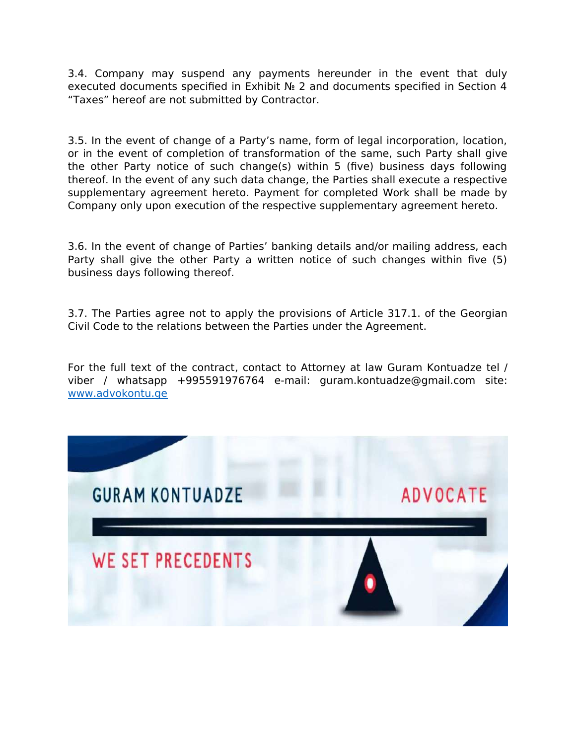3.4. Company may suspend any payments hereunder in the event that duly executed documents specified in Exhibit № 2 and documents specified in Section 4 “Taxes” hereof are not submitted by Contractor.

3.5. In the event of change of a Party’s name, form of legal incorporation, location, or in the event of completion of transformation of the same, such Party shall give the other Party notice of such change(s) within 5 (five) business days following thereof. In the event of any such data change, the Parties shall execute a respective supplementary agreement hereto. Payment for completed Work shall be made by Company only upon execution of the respective supplementary agreement hereto.

3.6. In the event of change of Parties’ banking details and/or mailing address, each Party shall give the other Party a written notice of such changes within five (5) business days following thereof.

3.7. The Parties agree not to apply the provisions of Article 317.1. of the Georgian Civil Code to the relations between the Parties under the Agreement.

For the full text of the contract, contact to Attorney at law Guram Kontuadze tel / viber / whatsapp +995591976764 e-mail: guram.kontuadze@gmail.com site: [www.advokontu.ge](http://www.advokontu.ge)

GURAM KONTUADZE ADVOCATE

WE SET PRECEDENTS